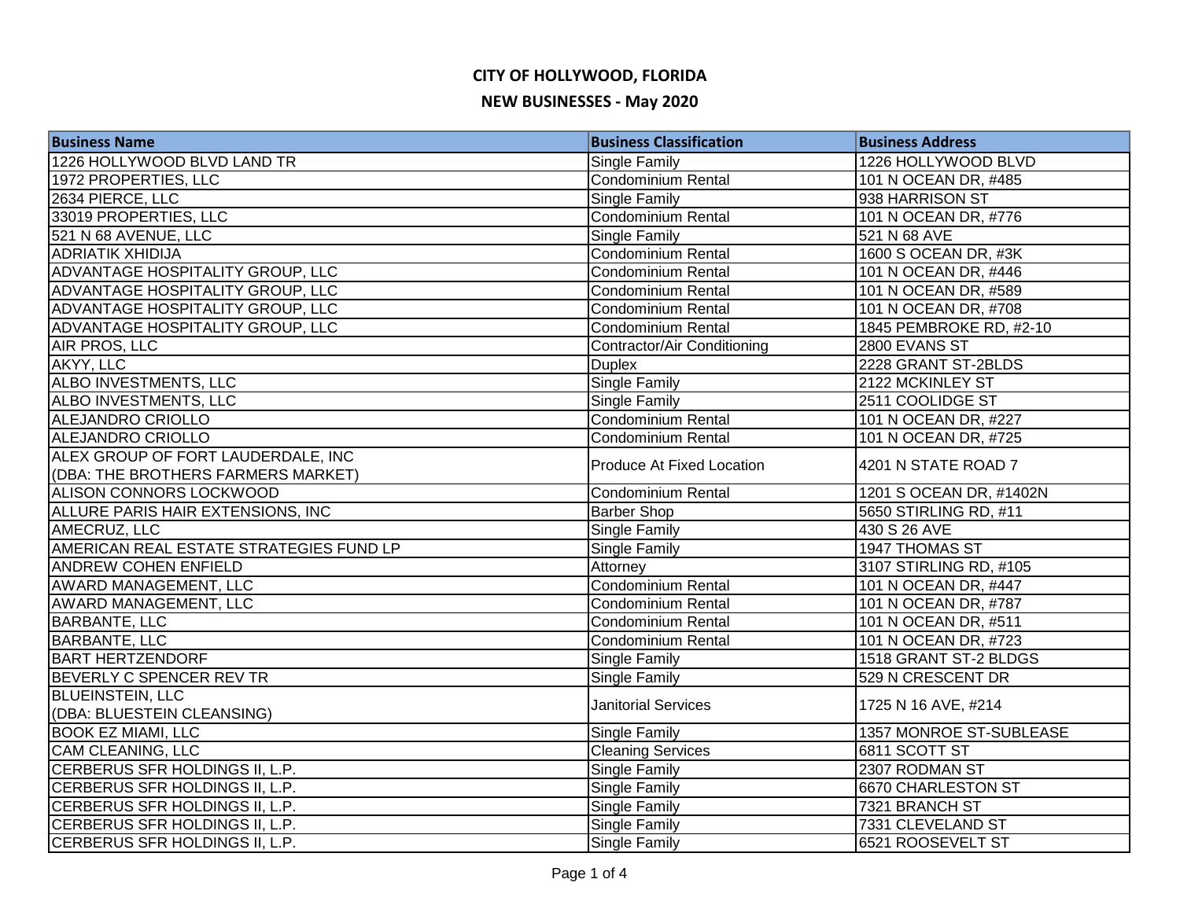# CITY OF HOLLYWOOD, FLORIDA

## NEW BUSINESSES - May 2020

| Business Name | Business Classification | Business Address |
|---|---|---|
| 1226 HOLLYWOOD BLVD LAND TR | Single Family | 1226 HOLLYWOOD BLVD |
| 1972 PROPERTIES, LLC | Condominium Rental | 101 N OCEAN DR, #485 |
| 2634 PIERCE, LLC | Single Family | 938 HARRISON ST |
| 33019 PROPERTIES, LLC | Condominium Rental | 101 N OCEAN DR, #776 |
| 521 N 68 AVENUE, LLC | Single Family | 521 N 68 AVE |
| ADRIATIK XHIDIJA | Condominium Rental | 1600 S OCEAN DR, #3K |
| ADVANTAGE HOSPITALITY GROUP, LLC | Condominium Rental | 101 N OCEAN DR, #446 |
| ADVANTAGE HOSPITALITY GROUP, LLC | Condominium Rental | 101 N OCEAN DR, #589 |
| ADVANTAGE HOSPITALITY GROUP, LLC | Condominium Rental | 101 N OCEAN DR, #708 |
| ADVANTAGE HOSPITALITY GROUP, LLC | Condominium Rental | 1845 PEMBROKE RD, #2-10 |
| AIR PROS, LLC | Contractor/Air Conditioning | 2800 EVANS ST |
| AKYY, LLC | Duplex | 2228 GRANT ST-2BLDS |
| ALBO INVESTMENTS, LLC | Single Family | 2122 MCKINLEY ST |
| ALBO INVESTMENTS, LLC | Single Family | 2511 COOLIDGE ST |
| ALEJANDRO CRIOLLO | Condominium Rental | 101 N OCEAN DR, #227 |
| ALEJANDRO CRIOLLO | Condominium Rental | 101 N OCEAN DR, #725 |
| ALEX GROUP OF FORT LAUDERDALE, INC (DBA: THE BROTHERS FARMERS MARKET) | Produce At Fixed Location | 4201 N STATE ROAD 7 |
| ALISON CONNORS LOCKWOOD | Condominium Rental | 1201 S OCEAN DR, #1402N |
| ALLURE PARIS HAIR EXTENSIONS, INC | Barber Shop | 5650 STIRLING RD, #11 |
| AMECRUZ, LLC | Single Family | 430 S 26 AVE |
| AMERICAN REAL ESTATE STRATEGIES FUND LP | Single Family | 1947 THOMAS ST |
| ANDREW COHEN ENFIELD | Attorney | 3107 STIRLING RD, #105 |
| AWARD MANAGEMENT, LLC | Condominium Rental | 101 N OCEAN DR, #447 |
| AWARD MANAGEMENT, LLC | Condominium Rental | 101 N OCEAN DR, #787 |
| BARBANTE, LLC | Condominium Rental | 101 N OCEAN DR, #511 |
| BARBANTE, LLC | Condominium Rental | 101 N OCEAN DR, #723 |
| BART HERTZENDORF | Single Family | 1518 GRANT ST-2 BLDGS |
| BEVERLY C SPENCER REV TR | Single Family | 529 N CRESCENT DR |
| BLUEINSTEIN, LLC (DBA: BLUESTEIN CLEANSING) | Janitorial Services | 1725 N 16 AVE, #214 |
| BOOK EZ MIAMI, LLC | Single Family | 1357 MONROE ST-SUBLEASE |
| CAM CLEANING, LLC | Cleaning Services | 6811 SCOTT ST |
| CERBERUS SFR HOLDINGS II, L.P. | Single Family | 2307 RODMAN ST |
| CERBERUS SFR HOLDINGS II, L.P. | Single Family | 6670 CHARLESTON ST |
| CERBERUS SFR HOLDINGS II, L.P. | Single Family | 7321 BRANCH ST |
| CERBERUS SFR HOLDINGS II, L.P. | Single Family | 7331 CLEVELAND ST |
| CERBERUS SFR HOLDINGS II, L.P. | Single Family | 6521 ROOSEVELT ST |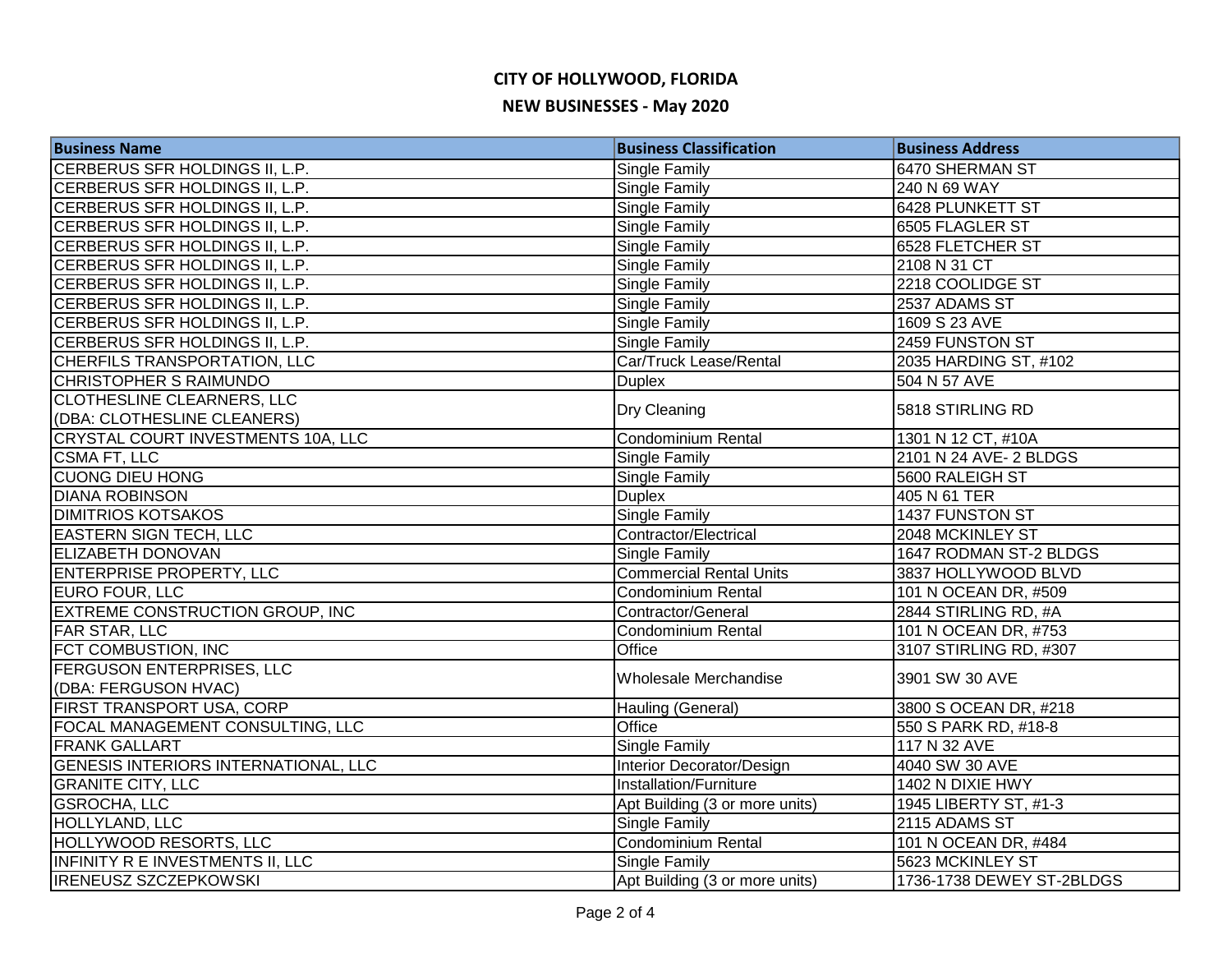# CITY OF HOLLYWOOD, FLORIDA

## NEW BUSINESSES - May 2020

| Business Name | Business Classification | Business Address |
|---|---|---|
| CERBERUS SFR HOLDINGS II, L.P. | Single Family | 6470 SHERMAN ST |
| CERBERUS SFR HOLDINGS II, L.P. | Single Family | 240 N 69 WAY |
| CERBERUS SFR HOLDINGS II, L.P. | Single Family | 6428 PLUNKETT ST |
| CERBERUS SFR HOLDINGS II, L.P. | Single Family | 6505 FLAGLER ST |
| CERBERUS SFR HOLDINGS II, L.P. | Single Family | 6528 FLETCHER ST |
| CERBERUS SFR HOLDINGS II, L.P. | Single Family | 2108 N 31 CT |
| CERBERUS SFR HOLDINGS II, L.P. | Single Family | 2218 COOLIDGE ST |
| CERBERUS SFR HOLDINGS II, L.P. | Single Family | 2537 ADAMS ST |
| CERBERUS SFR HOLDINGS II, L.P. | Single Family | 1609 S 23 AVE |
| CERBERUS SFR HOLDINGS II, L.P. | Single Family | 2459 FUNSTON ST |
| CHERFILS TRANSPORTATION, LLC | Car/Truck Lease/Rental | 2035 HARDING ST, #102 |
| CHRISTOPHER S RAIMUNDO | Duplex | 504 N 57 AVE |
| CLOTHESLINE CLEARNERS, LLC (DBA: CLOTHESLINE CLEANERS) | Dry Cleaning | 5818 STIRLING RD |
| CRYSTAL COURT INVESTMENTS 10A, LLC | Condominium Rental | 1301 N 12 CT, #10A |
| CSMA FT, LLC | Single Family | 2101 N 24 AVE- 2 BLDGS |
| CUONG DIEU HONG | Single Family | 5600 RALEIGH ST |
| DIANA ROBINSON | Duplex | 405 N 61 TER |
| DIMITRIOS KOTSAKOS | Single Family | 1437 FUNSTON ST |
| EASTERN SIGN TECH, LLC | Contractor/Electrical | 2048 MCKINLEY ST |
| ELIZABETH DONOVAN | Single Family | 1647 RODMAN ST-2 BLDGS |
| ENTERPRISE PROPERTY, LLC | Commercial Rental Units | 3837 HOLLYWOOD BLVD |
| EURO FOUR, LLC | Condominium Rental | 101 N OCEAN DR, #509 |
| EXTREME CONSTRUCTION GROUP, INC | Contractor/General | 2844 STIRLING RD, #A |
| FAR STAR, LLC | Condominium Rental | 101 N OCEAN DR, #753 |
| FCT COMBUSTION, INC | Office | 3107 STIRLING RD, #307 |
| FERGUSON ENTERPRISES, LLC (DBA: FERGUSON HVAC) | Wholesale Merchandise | 3901 SW 30 AVE |
| FIRST TRANSPORT USA, CORP | Hauling (General) | 3800 S OCEAN DR, #218 |
| FOCAL MANAGEMENT CONSULTING, LLC | Office | 550 S PARK RD, #18-8 |
| FRANK GALLART | Single Family | 117 N 32 AVE |
| GENESIS INTERIORS INTERNATIONAL, LLC | Interior Decorator/Design | 4040 SW 30 AVE |
| GRANITE CITY, LLC | Installation/Furniture | 1402 N DIXIE HWY |
| GSROCHA, LLC | Apt Building (3 or more units) | 1945 LIBERTY ST, #1-3 |
| HOLLYLAND, LLC | Single Family | 2115 ADAMS ST |
| HOLLYWOOD RESORTS, LLC | Condominium Rental | 101 N OCEAN DR, #484 |
| INFINITY R E INVESTMENTS II, LLC | Single Family | 5623 MCKINLEY ST |
| IRENEUSZ SZCZEPKOWSKI | Apt Building (3 or more units) | 1736-1738 DEWEY ST-2BLDGS |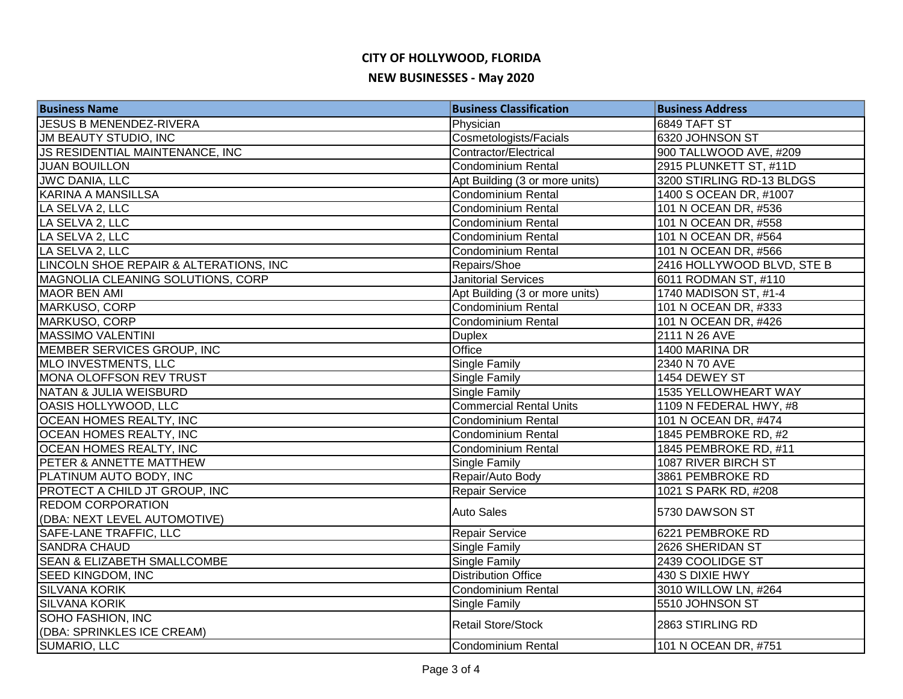# CITY OF HOLLYWOOD, FLORIDA

## NEW BUSINESSES - May 2020

| Business Name | Business Classification | Business Address |
|---|---|---|
| JESUS B MENENDEZ-RIVERA | Physician | 6849 TAFT ST |
| JM BEAUTY STUDIO, INC | Cosmetologists/Facials | 6320 JOHNSON ST |
| JS RESIDENTIAL MAINTENANCE, INC | Contractor/Electrical | 900 TALLWOOD AVE, #209 |
| JUAN BOUILLON | Condominium Rental | 2915 PLUNKETT ST, #11D |
| JWC DANIA, LLC | Apt Building (3 or more units) | 3200 STIRLING RD-13 BLDGS |
| KARINA A MANSILLSA | Condominium Rental | 1400 S OCEAN DR, #1007 |
| LA SELVA 2, LLC | Condominium Rental | 101 N OCEAN DR, #536 |
| LA SELVA 2, LLC | Condominium Rental | 101 N OCEAN DR, #558 |
| LA SELVA 2, LLC | Condominium Rental | 101 N OCEAN DR, #564 |
| LA SELVA 2, LLC | Condominium Rental | 101 N OCEAN DR, #566 |
| LINCOLN SHOE REPAIR & ALTERATIONS, INC | Repairs/Shoe | 2416 HOLLYWOOD BLVD, STE B |
| MAGNOLIA CLEANING SOLUTIONS, CORP | Janitorial Services | 6011 RODMAN ST, #110 |
| MAOR BEN AMI | Apt Building (3 or more units) | 1740 MADISON ST, #1-4 |
| MARKUSO, CORP | Condominium Rental | 101 N OCEAN DR, #333 |
| MARKUSO, CORP | Condominium Rental | 101 N OCEAN DR, #426 |
| MASSIMO VALENTINI | Duplex | 2111 N 26 AVE |
| MEMBER SERVICES GROUP, INC | Office | 1400 MARINA DR |
| MLO INVESTMENTS, LLC | Single Family | 2340 N 70 AVE |
| MONA OLOFFSON REV TRUST | Single Family | 1454 DEWEY ST |
| NATAN & JULIA WEISBURD | Single Family | 1535 YELLOWHEART WAY |
| OASIS HOLLYWOOD, LLC | Commercial Rental Units | 1109 N FEDERAL HWY, #8 |
| OCEAN HOMES REALTY, INC | Condominium Rental | 101 N OCEAN DR, #474 |
| OCEAN HOMES REALTY, INC | Condominium Rental | 1845 PEMBROKE RD, #2 |
| OCEAN HOMES REALTY, INC | Condominium Rental | 1845 PEMBROKE RD, #11 |
| PETER & ANNETTE MATTHEW | Single Family | 1087 RIVER BIRCH ST |
| PLATINUM AUTO BODY, INC | Repair/Auto Body | 3861 PEMBROKE RD |
| PROTECT A CHILD JT GROUP, INC | Repair Service | 1021 S PARK RD, #208 |
| REDOM CORPORATION (DBA: NEXT LEVEL AUTOMOTIVE) | Auto Sales | 5730 DAWSON ST |
| SAFE-LANE TRAFFIC, LLC | Repair Service | 6221 PEMBROKE RD |
| SANDRA CHAUD | Single Family | 2626 SHERIDAN ST |
| SEAN & ELIZABETH SMALLCOMBE | Single Family | 2439 COOLIDGE ST |
| SEED KINGDOM, INC | Distribution Office | 430 S DIXIE HWY |
| SILVANA KORIK | Condominium Rental | 3010 WILLOW LN, #264 |
| SILVANA KORIK | Single Family | 5510 JOHNSON ST |
| SOHO FASHION, INC (DBA: SPRINKLES ICE CREAM) | Retail Store/Stock | 2863 STIRLING RD |
| SUMARIO, LLC | Condominium Rental | 101 N OCEAN DR, #751 |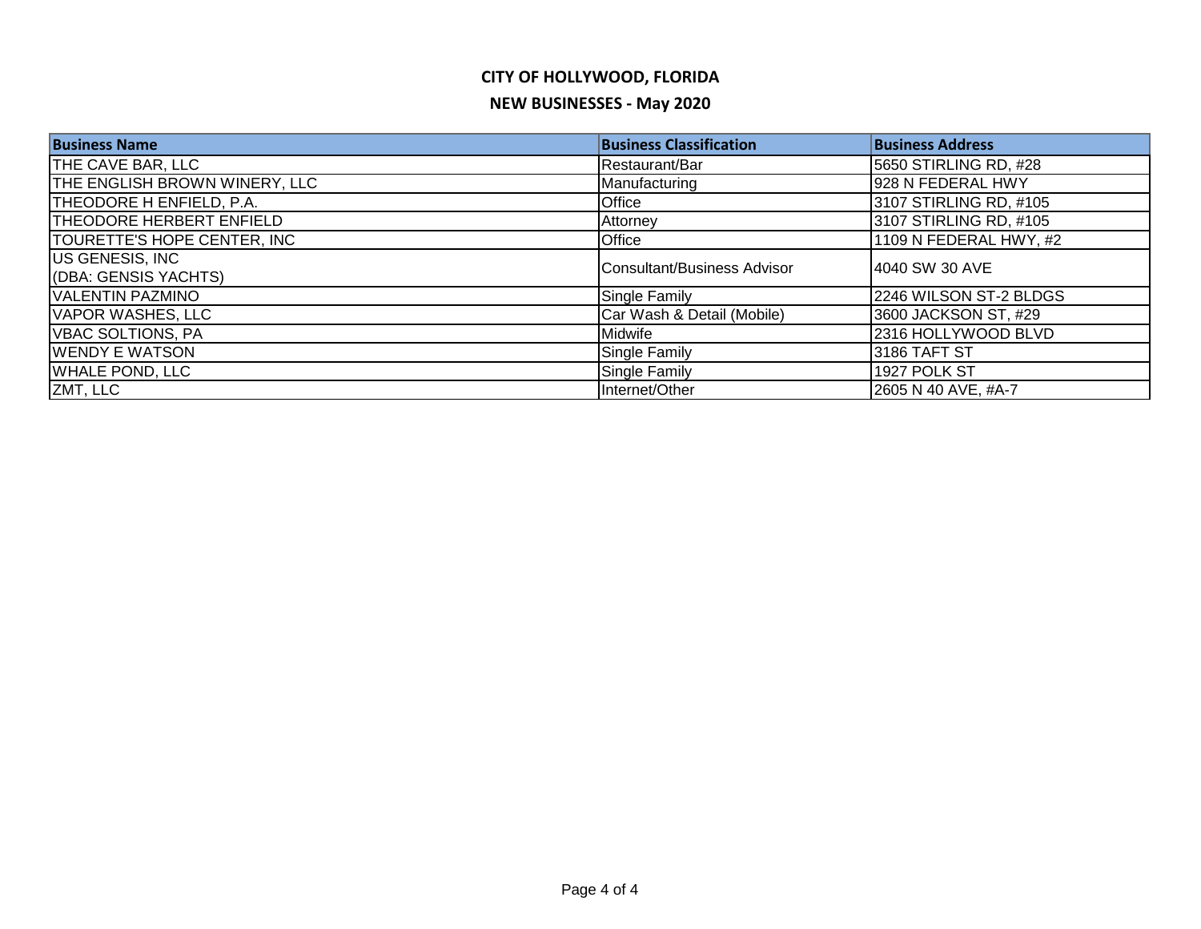**CITY OF HOLLYWOOD, FLORIDA**

**NEW BUSINESSES - May 2020**

| Business Name | Business Classification | Business Address |
|---|---|---|
| THE CAVE BAR, LLC | Restaurant/Bar | 5650 STIRLING RD, #28 |
| THE ENGLISH BROWN WINERY, LLC | Manufacturing | 928 N FEDERAL HWY |
| THEODORE H ENFIELD, P.A. | Office | 3107 STIRLING RD, #105 |
| THEODORE HERBERT ENFIELD | Attorney | 3107 STIRLING RD, #105 |
| TOURETTE'S HOPE CENTER, INC | Office | 1109 N FEDERAL HWY, #2 |
| US GENESIS, INC (DBA: GENSIS YACHTS) | Consultant/Business Advisor | 4040 SW 30 AVE |
| VALENTIN PAZMINO | Single Family | 2246 WILSON ST-2 BLDGS |
| VAPOR WASHES, LLC | Car Wash & Detail (Mobile) | 3600 JACKSON ST, #29 |
| VBAC SOLTIONS, PA | Midwife | 2316 HOLLYWOOD BLVD |
| WENDY E WATSON | Single Family | 3186 TAFT ST |
| WHALE POND, LLC | Single Family | 1927 POLK ST |
| ZMT, LLC | Internet/Other | 2605 N 40 AVE, #A-7 |